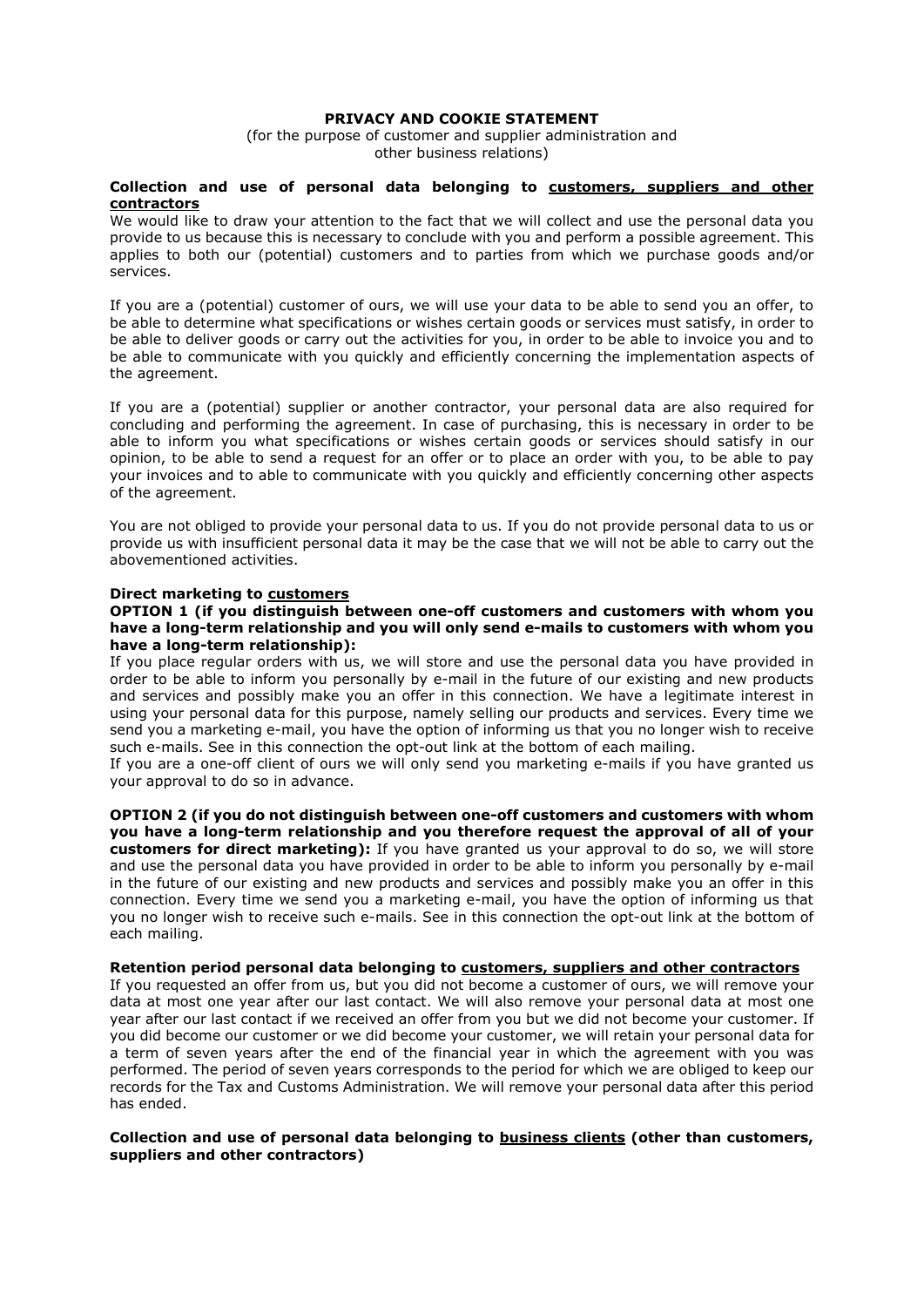# PRIVACY AND COOKIE STATEMENT

(for the purpose of customer and supplier administration and other business relations)

**Collection and use of personal data belonging to <u>customers, suppliers and other contractors</u>**

We would like to draw your attention to the fact that we will collect and use the personal data you provide to us because this is necessary to conclude with you and perform a possible agreement. This applies to both our (potential) customers and to parties from which we purchase goods and/or services.

If you are a (potential) customer of ours, we will use your data to be able to send you an offer, to be able to determine what specifications or wishes certain goods or services must satisfy, in order to be able to deliver goods or carry out the activities for you, in order to be able to invoice you and to be able to communicate with you quickly and efficiently concerning the implementation aspects of the agreement.

If you are a (potential) supplier or another contractor, your personal data are also required for concluding and performing the agreement. In case of purchasing, this is necessary in order to be able to inform you what specifications or wishes certain goods or services should satisfy in our opinion, to be able to send a request for an offer or to place an order with you, to be able to pay your invoices and to able to communicate with you quickly and efficiently concerning other aspects of the agreement.

You are not obliged to provide your personal data to us. If you do not provide personal data to us or provide us with insufficient personal data it may be the case that we will not be able to carry out the abovementioned activities.

**Direct marketing to <u>customers</u>**

**OPTION 1 (if you distinguish between one-off customers and customers with whom you have a long-term relationship and you will only send e-mails to customers with whom you have a long-term relationship):**

If you place regular orders with us, we will store and use the personal data you have provided in order to be able to inform you personally by e-mail in the future of our existing and new products and services and possibly make you an offer in this connection. We have a legitimate interest in using your personal data for this purpose, namely selling our products and services. Every time we send you a marketing e-mail, you have the option of informing us that you no longer wish to receive such e-mails. See in this connection the opt-out link at the bottom of each mailing.

If you are a one-off client of ours we will only send you marketing e-mails if you have granted us your approval to do so in advance.

**OPTION 2 (if you do not distinguish between one-off customers and customers with whom you have a long-term relationship and you therefore request the approval of all of your customers for direct marketing):** If you have granted us your approval to do so, we will store and use the personal data you have provided in order to be able to inform you personally by e-mail in the future of our existing and new products and services and possibly make you an offer in this connection. Every time we send you a marketing e-mail, you have the option of informing us that you no longer wish to receive such e-mails. See in this connection the opt-out link at the bottom of each mailing.

**Retention period personal data belonging to <u>customers, suppliers and other contractors</u>**

If you requested an offer from us, but you did not become a customer of ours, we will remove your data at most one year after our last contact. We will also remove your personal data at most one year after our last contact if we received an offer from you but we did not become your customer. If you did become our customer or we did become your customer, we will retain your personal data for a term of seven years after the end of the financial year in which the agreement with you was performed. The period of seven years corresponds to the period for which we are obliged to keep our records for the Tax and Customs Administration. We will remove your personal data after this period has ended.

**Collection and use of personal data belonging to <u>business clients</u> (other than customers, suppliers and other contractors)**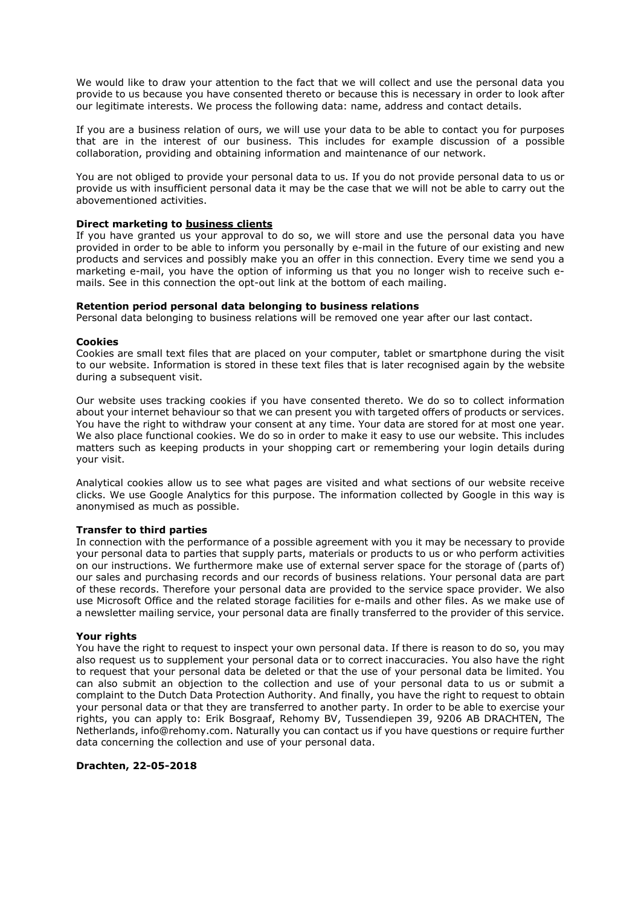We would like to draw your attention to the fact that we will collect and use the personal data you provide to us because you have consented thereto or because this is necessary in order to look after our legitimate interests. We process the following data: name, address and contact details.

If you are a business relation of ours, we will use your data to be able to contact you for purposes that are in the interest of our business. This includes for example discussion of a possible collaboration, providing and obtaining information and maintenance of our network.

You are not obliged to provide your personal data to us. If you do not provide personal data to us or provide us with insufficient personal data it may be the case that we will not be able to carry out the abovementioned activities.

**Direct marketing to business clients**

If you have granted us your approval to do so, we will store and use the personal data you have provided in order to be able to inform you personally by e-mail in the future of our existing and new products and services and possibly make you an offer in this connection. Every time we send you a marketing e-mail, you have the option of informing us that you no longer wish to receive such e-mails. See in this connection the opt-out link at the bottom of each mailing.

**Retention period personal data belonging to business relations**

Personal data belonging to business relations will be removed one year after our last contact.

**Cookies**

Cookies are small text files that are placed on your computer, tablet or smartphone during the visit to our website. Information is stored in these text files that is later recognised again by the website during a subsequent visit.

Our website uses tracking cookies if you have consented thereto. We do so to collect information about your internet behaviour so that we can present you with targeted offers of products or services. You have the right to withdraw your consent at any time. Your data are stored for at most one year. We also place functional cookies. We do so in order to make it easy to use our website. This includes matters such as keeping products in your shopping cart or remembering your login details during your visit.

Analytical cookies allow us to see what pages are visited and what sections of our website receive clicks. We use Google Analytics for this purpose. The information collected by Google in this way is anonymised as much as possible.

**Transfer to third parties**

In connection with the performance of a possible agreement with you it may be necessary to provide your personal data to parties that supply parts, materials or products to us or who perform activities on our instructions. We furthermore make use of external server space for the storage of (parts of) our sales and purchasing records and our records of business relations. Your personal data are part of these records. Therefore your personal data are provided to the service space provider. We also use Microsoft Office and the related storage facilities for e-mails and other files. As we make use of a newsletter mailing service, your personal data are finally transferred to the provider of this service.

**Your rights**

You have the right to request to inspect your own personal data. If there is reason to do so, you may also request us to supplement your personal data or to correct inaccuracies. You also have the right to request that your personal data be deleted or that the use of your personal data be limited. You can also submit an objection to the collection and use of your personal data to us or submit a complaint to the Dutch Data Protection Authority. And finally, you have the right to request to obtain your personal data or that they are transferred to another party. In order to be able to exercise your rights, you can apply to: Erik Bosgraaf, Rehomy BV, Tussendiepen 39, 9206 AB DRACHTEN, The Netherlands, info@rehomy.com. Naturally you can contact us if you have questions or require further data concerning the collection and use of your personal data.

**Drachten, 22-05-2018**